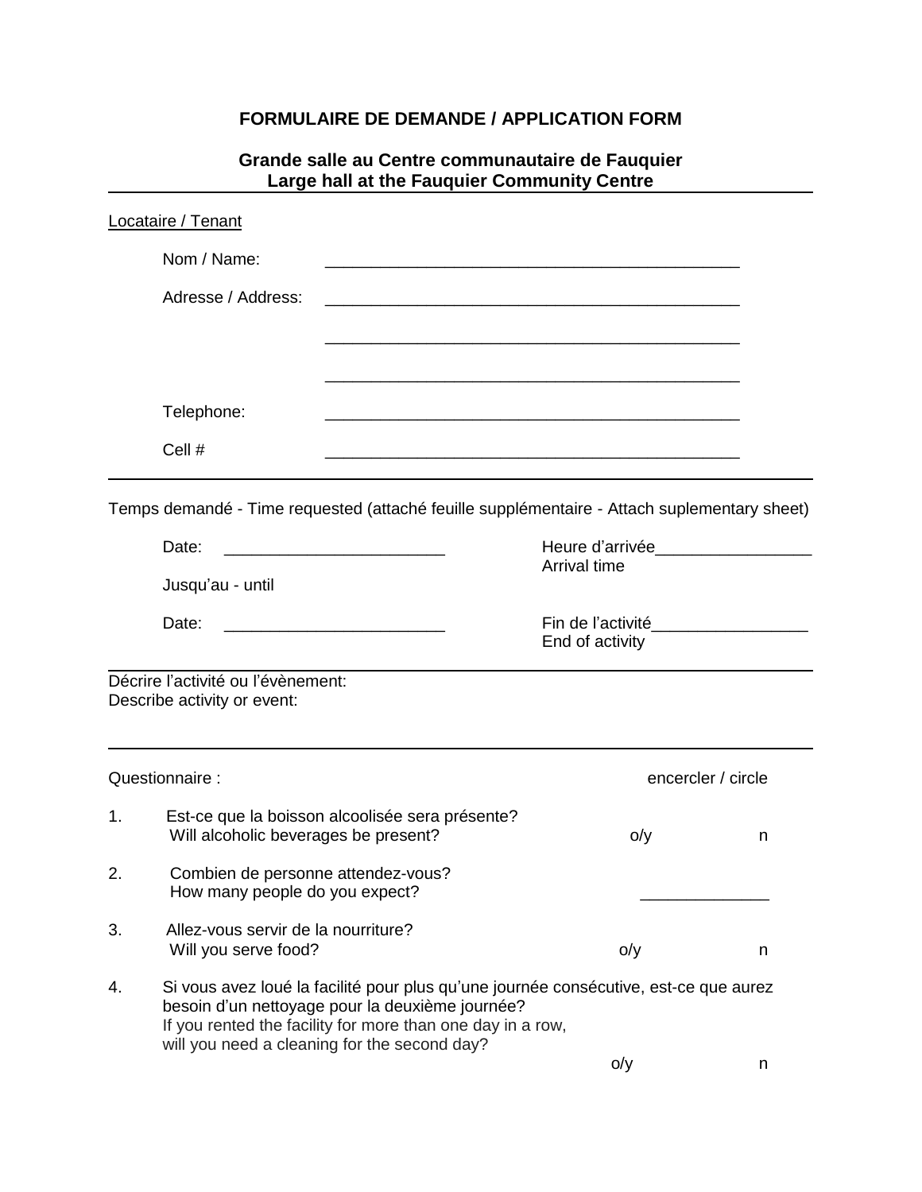# FORMULAIRE DE DEMANDE / APPLICATION FORM

## Grande salle au Centre communautaire de Fauquier
## Large hall at the Fauquier Community Centre

---

Locataire / Tenant

Nom / Name: _______________________________________________

Adresse / Address: _______________________________________________

_______________________________________________

_______________________________________________

Telephone: _______________________________________________

Cell # _______________________________________________

---

Temps demandé - Time requested (attaché feuille supplémentaire - Attach suplementary sheet)

Date: ________________________ Heure d'arrivée_________________
Arrival time

Jusqu'au - until

Date: ________________________ Fin de l'activité_________________
End of activity

---

Décrire l'activité ou l'évènement:
Describe activity or event:

---

Questionnaire : encercler / circle

1. Est-ce que la boisson alcoolisée sera présente?
   Will alcoholic beverages be present? o/y n

2. Combien de personne attendez-vous?
   How many people do you expect? ______________

3. Allez-vous servir de la nourriture?
   Will you serve food? o/y n

4. Si vous avez loué la facilité pour plus qu'une journée consécutive, est-ce que aurez besoin d'un nettoyage pour la deuxième journée?
   If you rented the facility for more than one day in a row, will you need a cleaning for the second day?
   o/y n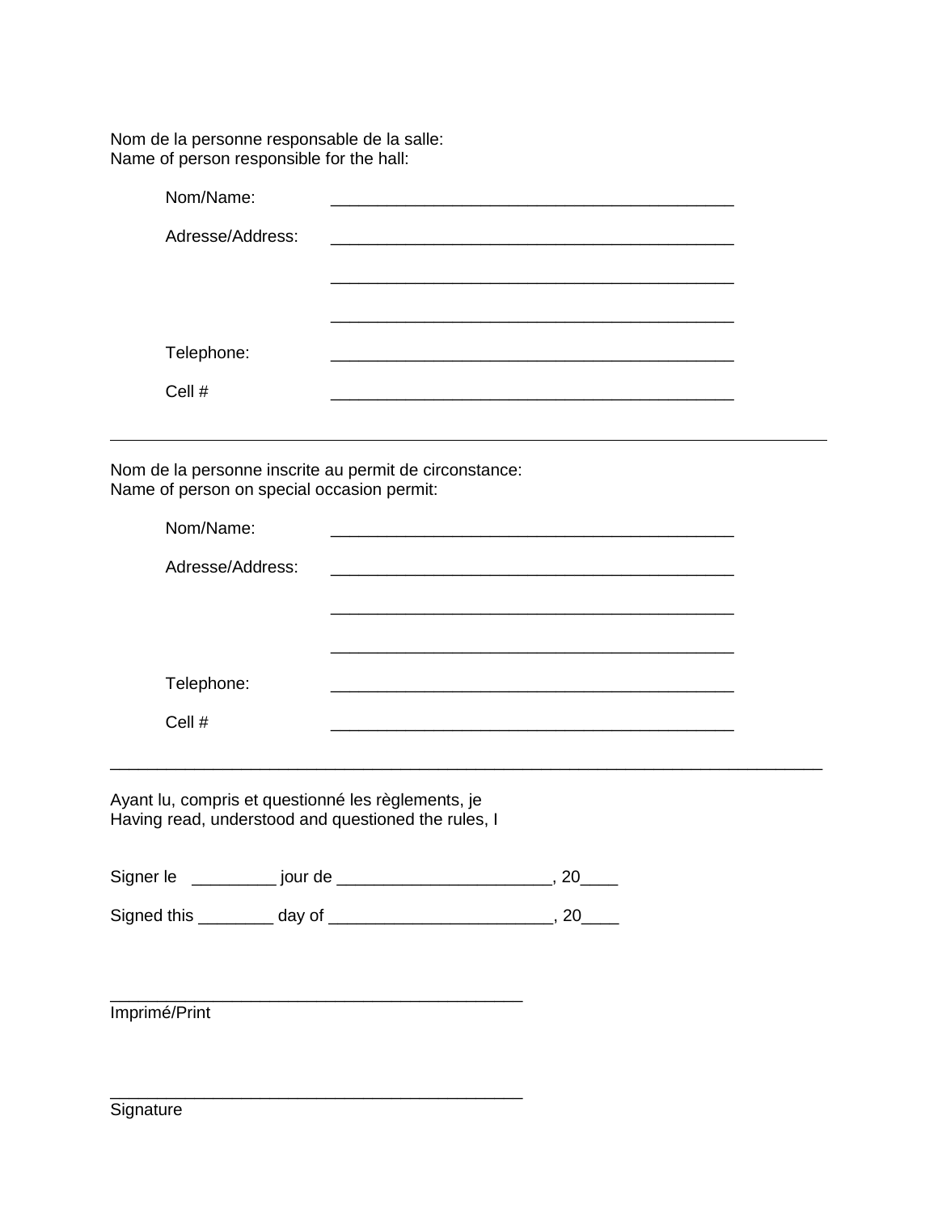Nom de la personne responsable de la salle:
Name of person responsible for the hall:

Nom/Name: ____________________________________________

Adresse/Address: ____________________________________________

____________________________________________

____________________________________________

Telephone: ____________________________________________

Cell # ____________________________________________

---

Nom de la personne inscrite au permit de circonstance:
Name of person on special occasion permit:

Nom/Name: ____________________________________________

Adresse/Address: ____________________________________________

____________________________________________

____________________________________________

Telephone: ____________________________________________

Cell # ____________________________________________

---

Ayant lu, compris et questionné les règlements, je
Having read, understood and questioned the rules, I

Signer le _________ jour de ______________________, 20____

Signed this ________ day of ________________________, 20____

____________________________________________
Imprimé/Print

____________________________________________
Signature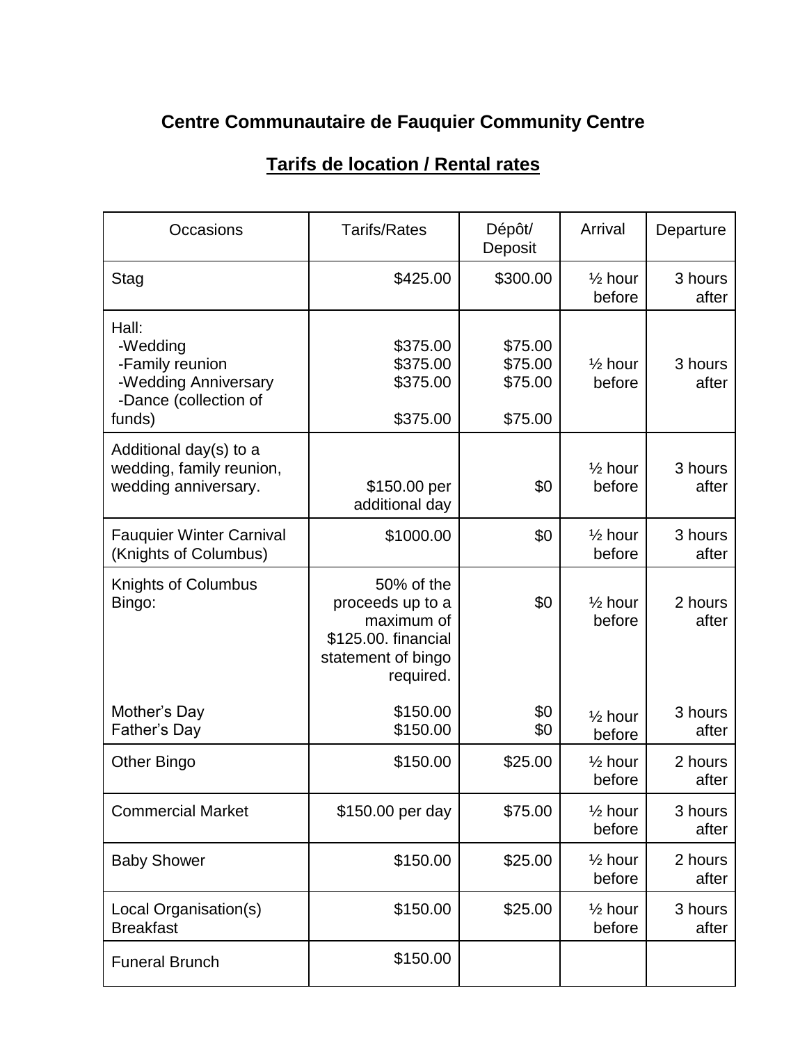**Centre Communautaire de Fauquier Community Centre**

**Tarifs de location / Rental rates**

| Occasions | Tarifs/Rates | Dépôt/ Deposit | Arrival | Departure |
|---|---|---|---|---|
| Stag | $425.00 | $300.00 | ½ hour before | 3 hours after |
| Hall:<br>-Wedding<br>-Family reunion<br>-Wedding Anniversary<br>-Dance (collection of funds) | <br>$375.00<br>$375.00<br>$375.00<br>$375.00 | <br>$75.00<br>$75.00<br>$75.00<br>$75.00 | ½ hour before | 3 hours after |
| Additional day(s) to a wedding, family reunion, wedding anniversary. | $150.00 per additional day | $0 | ½ hour before | 3 hours after |
| Fauquier Winter Carnival (Knights of Columbus) | $1000.00 | $0 | ½ hour before | 3 hours after |
| Knights of Columbus Bingo: | 50% of the proceeds up to a maximum of $125.00. financial statement of bingo required. | $0 | ½ hour before | 2 hours after |
| Mother's Day<br>Father's Day | $150.00<br>$150.00 | $0<br>$0 | ½ hour before | 3 hours after |
| Other Bingo | $150.00 | $25.00 | ½ hour before | 2 hours after |
| Commercial Market | $150.00 per day | $75.00 | ½ hour before | 3 hours after |
| Baby Shower | $150.00 | $25.00 | ½ hour before | 2 hours after |
| Local Organisation(s) Breakfast | $150.00 | $25.00 | ½ hour before | 3 hours after |
| Funeral Brunch | $150.00 | | | |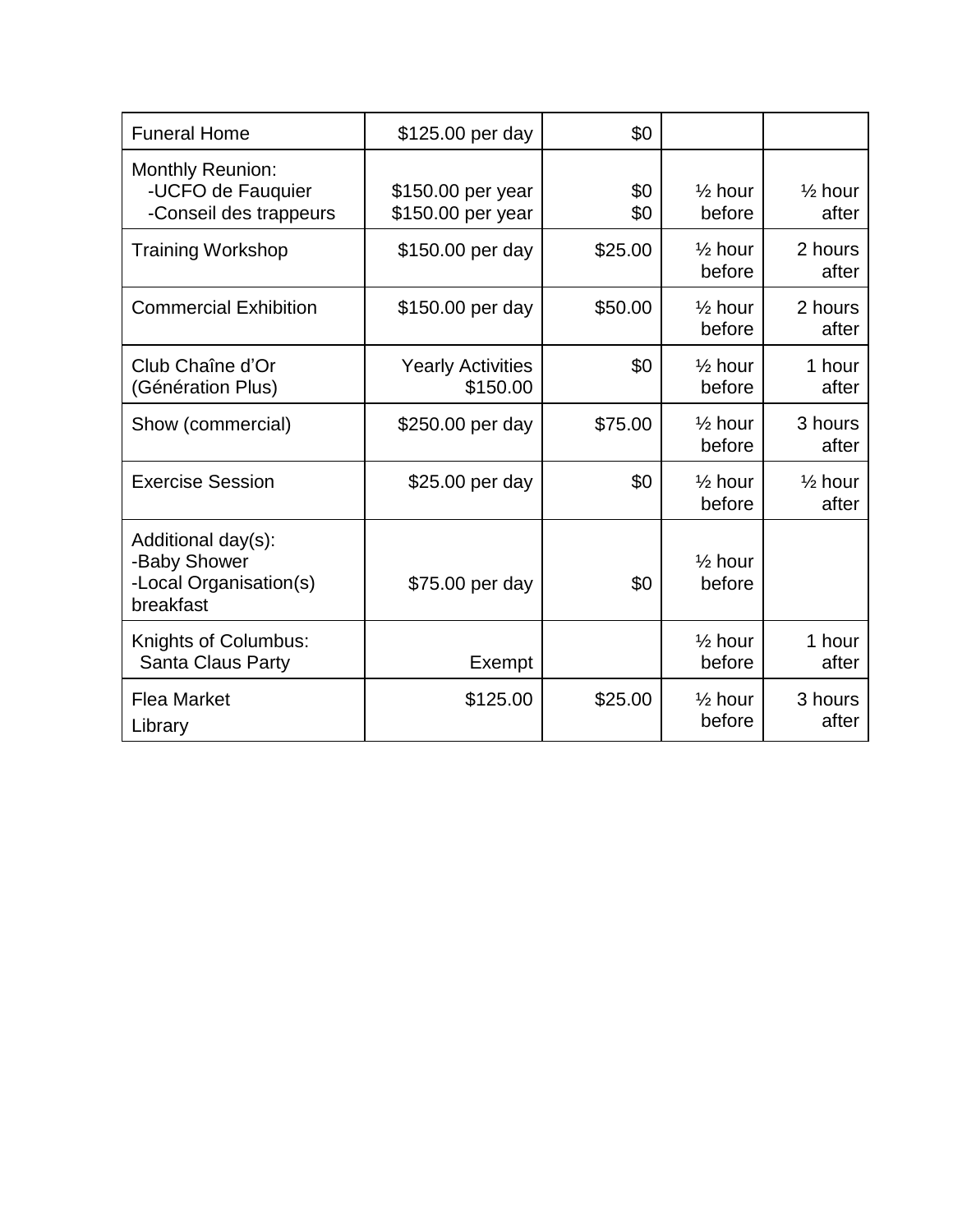| | | | | |
|---|---|---|---|---|
| Funeral Home | $125.00 per day | $0 | | |
| Monthly Reunion:<br>-UCFO de Fauquier<br>-Conseil des trappeurs | $150.00 per year<br>$150.00 per year | $0<br>$0 | ½ hour before | ½ hour after |
| Training Workshop | $150.00 per day | $25.00 | ½ hour before | 2 hours after |
| Commercial Exhibition | $150.00 per day | $50.00 | ½ hour before | 2 hours after |
| Club Chaîne d'Or (Génération Plus) | Yearly Activities $150.00 | $0 | ½ hour before | 1 hour after |
| Show (commercial) | $250.00 per day | $75.00 | ½ hour before | 3 hours after |
| Exercise Session | $25.00 per day | $0 | ½ hour before | ½ hour after |
| Additional day(s):<br>-Baby Shower<br>-Local Organisation(s) breakfast | $75.00 per day | $0 | ½ hour before | |
| Knights of Columbus:<br>Santa Claus Party | Exempt | | ½ hour before | 1 hour after |
| Flea Market<br>Library | $125.00 | $25.00 | ½ hour before | 3 hours after |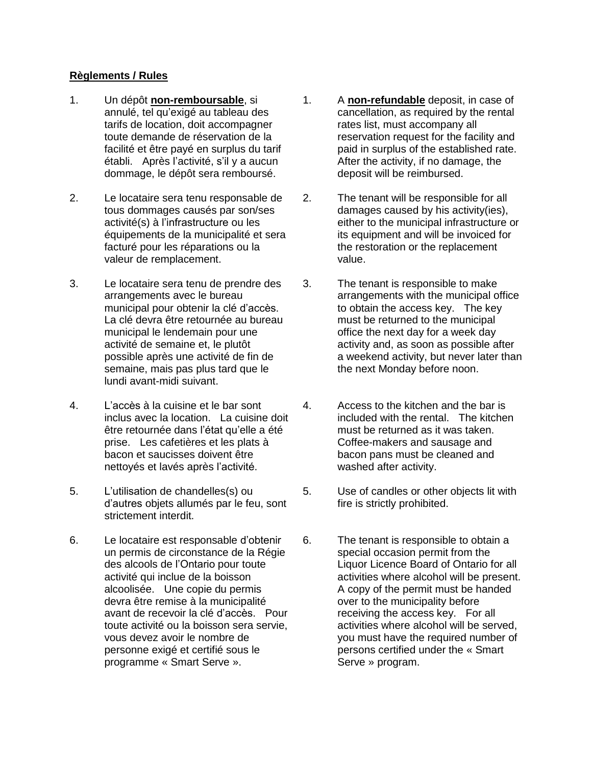**Règlements / Rules**

1. Un dépôt **non-remboursable**, si annulé, tel qu'exigé au tableau des tarifs de location, doit accompagner toute demande de réservation de la facilité et être payé en surplus du tarif établi. Après l'activité, s'il y a aucun dommage, le dépôt sera remboursé.

2. Le locataire sera tenu responsable de tous dommages causés par son/ses activité(s) à l'infrastructure ou les équipements de la municipalité et sera facturé pour les réparations ou la valeur de remplacement.

3. Le locataire sera tenu de prendre des arrangements avec le bureau municipal pour obtenir la clé d'accès. La clé devra être retournée au bureau municipal le lendemain pour une activité de semaine et, le plutôt possible après une activité de fin de semaine, mais pas plus tard que le lundi avant-midi suivant.

4. L'accès à la cuisine et le bar sont inclus avec la location. La cuisine doit être retournée dans l'état qu'elle a été prise. Les cafetières et les plats à bacon et saucisses doivent être nettoyés et lavés après l'activité.

5. L'utilisation de chandelles(s) ou d'autres objets allumés par le feu, sont strictement interdit.

6. Le locataire est responsable d'obtenir un permis de circonstance de la Régie des alcools de l'Ontario pour toute activité qui inclue de la boisson alcoolisée. Une copie du permis devra être remise à la municipalité avant de recevoir la clé d'accès. Pour toute activité ou la boisson sera servie, vous devez avoir le nombre de personne exigé et certifié sous le programme « Smart Serve ».

---

1. A **non-refundable** deposit, in case of cancellation, as required by the rental rates list, must accompany all reservation request for the facility and paid in surplus of the established rate. After the activity, if no damage, the deposit will be reimbursed.

2. The tenant will be responsible for all damages caused by his activity(ies), either to the municipal infrastructure or its equipment and will be invoiced for the restoration or the replacement value.

3. The tenant is responsible to make arrangements with the municipal office to obtain the access key. The key must be returned to the municipal office the next day for a week day activity and, as soon as possible after a weekend activity, but never later than the next Monday before noon.

4. Access to the kitchen and the bar is included with the rental. The kitchen must be returned as it was taken. Coffee-makers and sausage and bacon pans must be cleaned and washed after activity.

5. Use of candles or other objects lit with fire is strictly prohibited.

6. The tenant is responsible to obtain a special occasion permit from the Liquor Licence Board of Ontario for all activities where alcohol will be present. A copy of the permit must be handed over to the municipality before receiving the access key. For all activities where alcohol will be served, you must have the required number of persons certified under the « Smart Serve » program.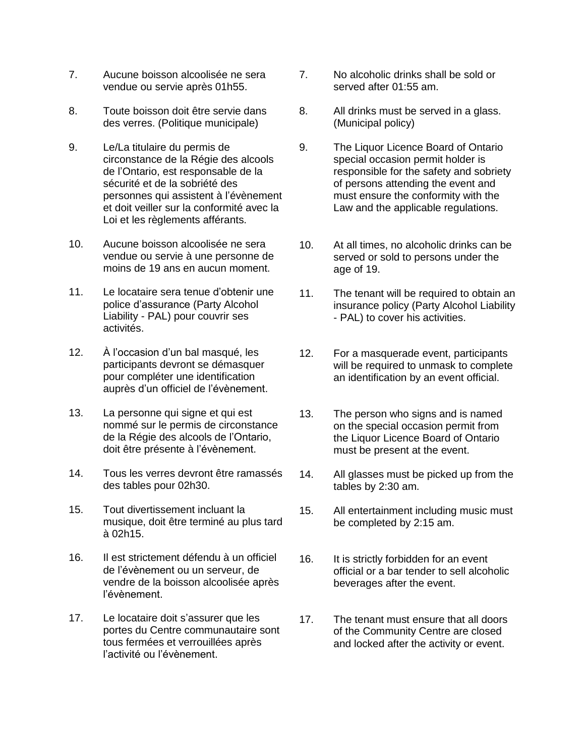| | | | |
|---|---|---|---|
| 7. | Aucune boisson alcoolisée ne sera vendue ou servie après 01h55. | 7. | No alcoholic drinks shall be sold or served after 01:55 am. |
| 8. | Toute boisson doit être servie dans des verres. (Politique municipale) | 8. | All drinks must be served in a glass. (Municipal policy) |
| 9. | Le/La titulaire du permis de circonstance de la Régie des alcools de l'Ontario, est responsable de la sécurité et de la sobriété des personnes qui assistent à l'évènement et doit veiller sur la conformité avec la Loi et les règlements afférants. | 9. | The Liquor Licence Board of Ontario special occasion permit holder is responsible for the safety and sobriety of persons attending the event and must ensure the conformity with the Law and the applicable regulations. |
| 10. | Aucune boisson alcoolisée ne sera vendue ou servie à une personne de moins de 19 ans en aucun moment. | 10. | At all times, no alcoholic drinks can be served or sold to persons under the age of 19. |
| 11. | Le locataire sera tenue d'obtenir une police d'assurance (Party Alcohol Liability - PAL) pour couvrir ses activités. | 11. | The tenant will be required to obtain an insurance policy (Party Alcohol Liability - PAL) to cover his activities. |
| 12. | À l'occasion d'un bal masqué, les participants devront se démasquer pour compléter une identification auprès d'un officiel de l'évènement. | 12. | For a masquerade event, participants will be required to unmask to complete an identification by an event official. |
| 13. | La personne qui signe et qui est nommé sur le permis de circonstance de la Régie des alcools de l'Ontario, doit être présente à l'évènement. | 13. | The person who signs and is named on the special occasion permit from the Liquor Licence Board of Ontario must be present at the event. |
| 14. | Tous les verres devront être ramassés des tables pour 02h30. | 14. | All glasses must be picked up from the tables by 2:30 am. |
| 15. | Tout divertissement incluant la musique, doit être terminé au plus tard à 02h15. | 15. | All entertainment including music must be completed by 2:15 am. |
| 16. | Il est strictement défendu à un officiel de l'évènement ou un serveur, de vendre de la boisson alcoolisée après l'évènement. | 16. | It is strictly forbidden for an event official or a bar tender to sell alcoholic beverages after the event. |
| 17. | Le locataire doit s'assurer que les portes du Centre communautaire sont tous fermées et verrouillées après l'activité ou l'évènement. | 17. | The tenant must ensure that all doors of the Community Centre are closed and locked after the activity or event. |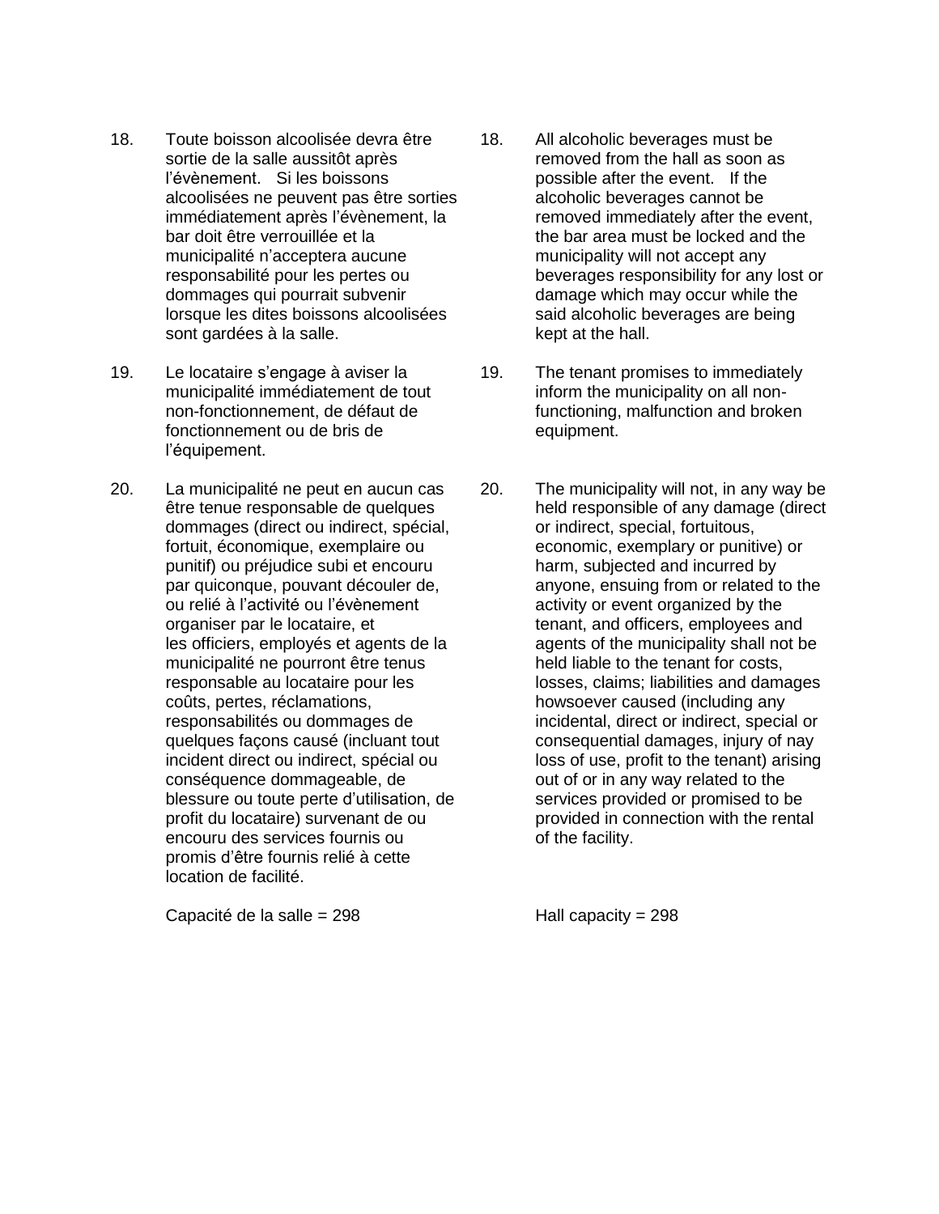18. Toute boisson alcoolisée devra être sortie de la salle aussitôt après l'évènement. Si les boissons alcoolisées ne peuvent pas être sorties immédiatement après l'évènement, la bar doit être verrouillée et la municipalité n'acceptera aucune responsabilité pour les pertes ou dommages qui pourrait subvenir lorsque les dites boissons alcoolisées sont gardées à la salle.

19. Le locataire s'engage à aviser la municipalité immédiatement de tout non-fonctionnement, de défaut de fonctionnement ou de bris de l'équipement.

20. La municipalité ne peut en aucun cas être tenue responsable de quelques dommages (direct ou indirect, spécial, fortuit, économique, exemplaire ou punitif) ou préjudice subi et encouru par quiconque, pouvant découler de, ou relié à l'activité ou l'évènement organiser par le locataire, et les officiers, employés et agents de la municipalité ne pourront être tenus responsable au locataire pour les coûts, pertes, réclamations, responsabilités ou dommages de quelques façons causé (incluant tout incident direct ou indirect, spécial ou conséquence dommageable, de blessure ou toute perte d'utilisation, de profit du locataire) survenant de ou encouru des services fournis ou promis d'être fournis relié à cette location de facilité.

Capacité de la salle = 298

18. All alcoholic beverages must be removed from the hall as soon as possible after the event. If the alcoholic beverages cannot be removed immediately after the event, the bar area must be locked and the municipality will not accept any beverages responsibility for any lost or damage which may occur while the said alcoholic beverages are being kept at the hall.

19. The tenant promises to immediately inform the municipality on all non-functioning, malfunction and broken equipment.

20. The municipality will not, in any way be held responsible of any damage (direct or indirect, special, fortuitous, economic, exemplary or punitive) or harm, subjected and incurred by anyone, ensuing from or related to the activity or event organized by the tenant, and officers, employees and agents of the municipality shall not be held liable to the tenant for costs, losses, claims; liabilities and damages howsoever caused (including any incidental, direct or indirect, special or consequential damages, injury of nay loss of use, profit to the tenant) arising out of or in any way related to the services provided or promised to be provided in connection with the rental of the facility.

Hall capacity = 298